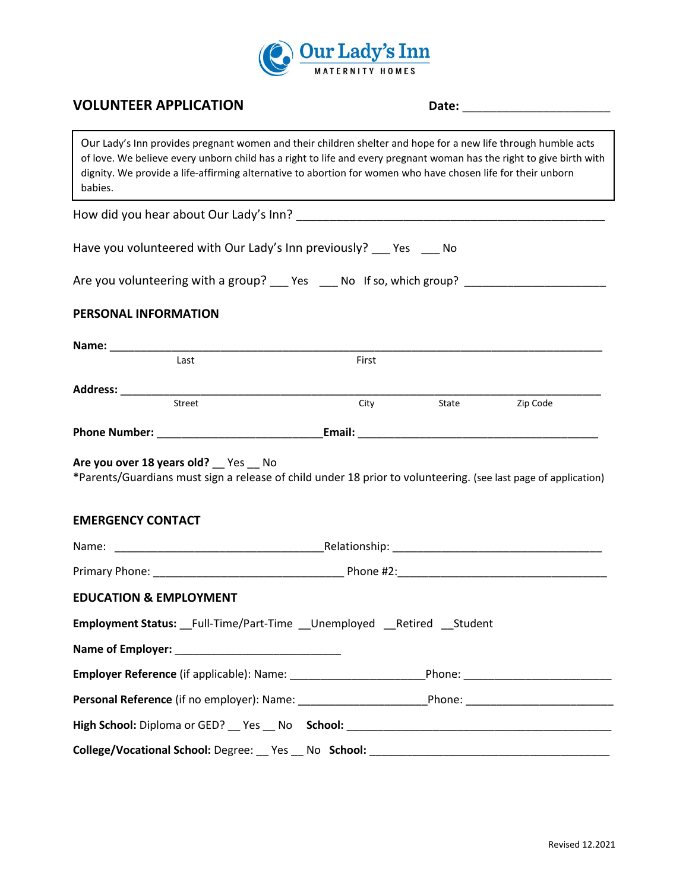# Our Lady's Inn

MATERNITY HOMES

## VOLUNTEER APPLICATION

**Date:** ______________________

> Our Lady's Inn provides pregnant women and their children shelter and hope for a new life through humble acts of love. We believe every unborn child has a right to life and every pregnant woman has the right to give birth with dignity. We provide a life-affirming alternative to abortion for women who have chosen life for their unborn babies.

How did you hear about Our Lady's Inn? ______________________________________________

Have you volunteered with Our Lady's Inn previously? ___ Yes ___ No

Are you volunteering with a group? ___ Yes ___ No If so, which group? _____________________

### PERSONAL INFORMATION

**Name:** ___________________________________________________________________________
Last First

**Address:** _________________________________________________________________________
Street City State Zip Code

**Phone Number:** __________________________ **Email:** _____________________________________

**Are you over 18 years old?** __ Yes __ No
*Parents/Guardians must sign a release of child under 18 prior to volunteering. (see last page of application)

### EMERGENCY CONTACT

Name: _________________________________ Relationship: _________________________________

Primary Phone: ______________________________ Phone #2: _________________________________

### EDUCATION & EMPLOYMENT

**Employment Status:** __Full-Time/Part-Time __Unemployed __Retired __Student

**Name of Employer:** __________________________

**Employer Reference** (if applicable): Name: _____________________ Phone: _______________________

**Personal Reference** (if no employer): Name: ____________________ Phone: _______________________

**High School:** Diploma or GED? __ Yes __ No **School:** ____________________________________________

**College/Vocational School:** Degree: __ Yes __ No **School:** ______________________________________

Revised 12.2021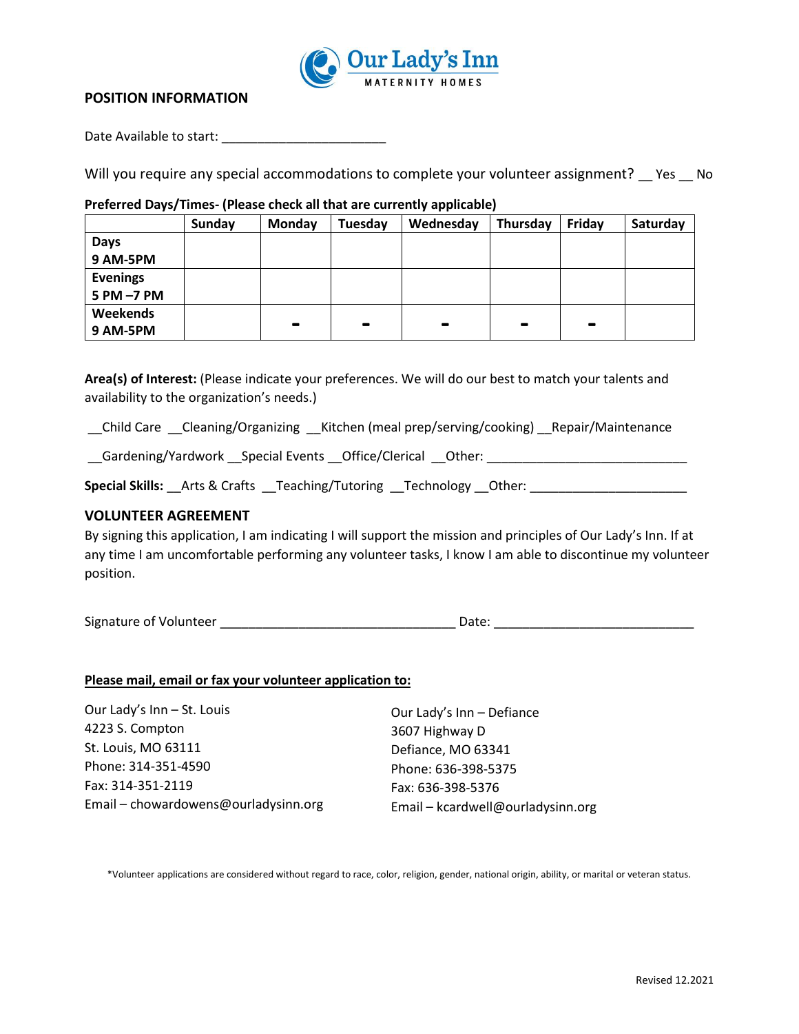Our Lady's Inn MATERNITY HOMES

## POSITION INFORMATION

Date Available to start: _______________________

Will you require any special accommodations to complete your volunteer assignment? __ Yes __ No

**Preferred Days/Times- (Please check all that are currently applicable)**

| | Sunday | Monday | Tuesday | Wednesday | Thursday | Friday | Saturday |
|---|---|---|---|---|---|---|---|
| **Days 9 AM-5PM** | | | | | | | |
| **Evenings 5 PM –7 PM** | | | | | | | |
| **Weekends 9 AM-5PM** | | - | - | - | - | - | |

**Area(s) of Interest:** (Please indicate your preferences. We will do our best to match your talents and availability to the organization's needs.)

__Child Care __Cleaning/Organizing __Kitchen (meal prep/serving/cooking) __Repair/Maintenance

__Gardening/Yardwork __Special Events __Office/Clerical __Other: ____________________________

**Special Skills:** __Arts & Crafts __Teaching/Tutoring __Technology __Other: _____________________

## VOLUNTEER AGREEMENT

By signing this application, I am indicating I will support the mission and principles of Our Lady's Inn. If at any time I am uncomfortable performing any volunteer tasks, I know I am able to discontinue my volunteer position.

Signature of Volunteer _________________________________ Date: ____________________________

**Please mail, email or fax your volunteer application to:**

Our Lady's Inn – St. Louis
4223 S. Compton
St. Louis, MO 63111
Phone: 314-351-4590
Fax: 314-351-2119
Email – chowardowens@ourladysinn.org

Our Lady's Inn – Defiance
3607 Highway D
Defiance, MO 63341
Phone: 636-398-5375
Fax: 636-398-5376
Email – kcardwell@ourladysinn.org

*Volunteer applications are considered without regard to race, color, religion, gender, national origin, ability, or marital or veteran status.

Revised 12.2021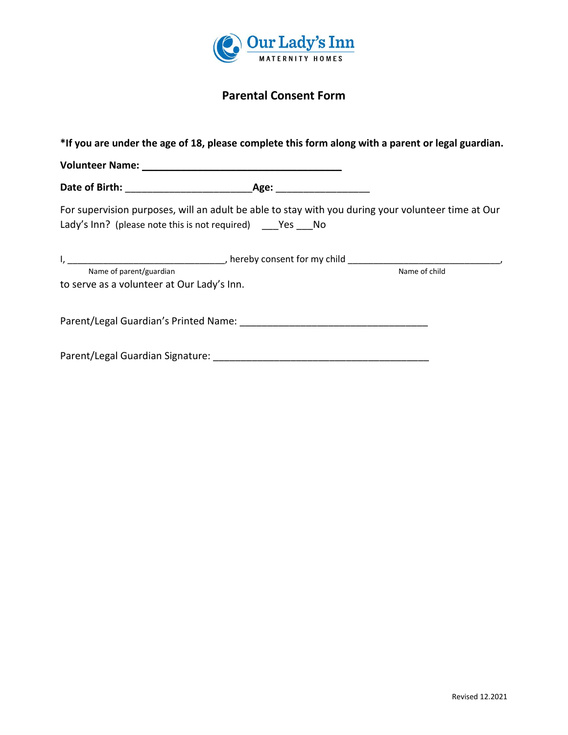Our Lady's Inn
MATERNITY HOMES

## Parental Consent Form

**\*If you are under the age of 18, please complete this form along with a parent or legal guardian.**

**Volunteer Name: ____________________________________**

**Date of Birth:** _______________________**Age:** ________________

For supervision purposes, will an adult be able to stay with you during your volunteer time at Our Lady's Inn? (please note this is not required) ___Yes ___No

I, _____________________________, hereby consent for my child _____________________________,
Name of parent/guardian | Name of child

to serve as a volunteer at Our Lady's Inn.

Parent/Legal Guardian's Printed Name: ___________________________________

Parent/Legal Guardian Signature: ________________________________________

Revised 12.2021